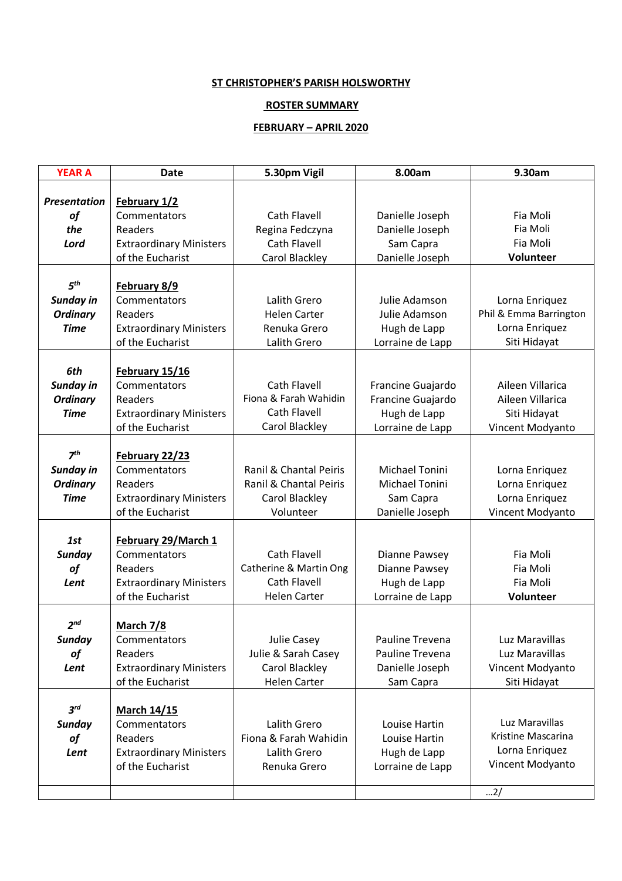**ST CHRISTOPHER'S PARISH HOLSWORTHY**

**ROSTER SUMMARY**

**FEBRUARY – APRIL 2020**

| YEAR A | Date | 5.30pm Vigil | 8.00am | 9.30am |
|---|---|---|---|---|
| ***Presentation of the Lord*** | **February 1/2**<br>Commentators<br>Readers<br>Extraordinary Ministers of the Eucharist | <br>Cath Flavell<br>Regina Fedczyna<br>Cath Flavell<br>Carol Blackley | <br>Danielle Joseph<br>Danielle Joseph<br>Sam Capra<br>Danielle Joseph | <br>Fia Moli<br>Fia Moli<br>Fia Moli<br>**Volunteer** |
| ***5th Sunday in Ordinary Time*** | **February 8/9**<br>Commentators<br>Readers<br>Extraordinary Ministers of the Eucharist | <br>Lalith Grero<br>Helen Carter<br>Renuka Grero<br>Lalith Grero | <br>Julie Adamson<br>Julie Adamson<br>Hugh de Lapp<br>Lorraine de Lapp | <br>Lorna Enriquez<br>Phil & Emma Barrington<br>Lorna Enriquez<br>Siti Hidayat |
| ***6th Sunday in Ordinary Time*** | **February 15/16**<br>Commentators<br>Readers<br>Extraordinary Ministers of the Eucharist | <br>Cath Flavell<br>Fiona & Farah Wahidin<br>Cath Flavell<br>Carol Blackley | <br>Francine Guajardo<br>Francine Guajardo<br>Hugh de Lapp<br>Lorraine de Lapp | <br>Aileen Villarica<br>Aileen Villarica<br>Siti Hidayat<br>Vincent Modyanto |
| ***7th Sunday in Ordinary Time*** | **February 22/23**<br>Commentators<br>Readers<br>Extraordinary Ministers of the Eucharist | <br>Ranil & Chantal Peiris<br>Ranil & Chantal Peiris<br>Carol Blackley<br>Volunteer | <br>Michael Tonini<br>Michael Tonini<br>Sam Capra<br>Danielle Joseph | <br>Lorna Enriquez<br>Lorna Enriquez<br>Lorna Enriquez<br>Vincent Modyanto |
| ***1st Sunday of Lent*** | **February 29/March 1**<br>Commentators<br>Readers<br>Extraordinary Ministers of the Eucharist | <br>Cath Flavell<br>Catherine & Martin Ong<br>Cath Flavell<br>Helen Carter | <br>Dianne Pawsey<br>Dianne Pawsey<br>Hugh de Lapp<br>Lorraine de Lapp | <br>Fia Moli<br>Fia Moli<br>Fia Moli<br>**Volunteer** |
| ***2nd Sunday of Lent*** | **March 7/8**<br>Commentators<br>Readers<br>Extraordinary Ministers of the Eucharist | <br>Julie Casey<br>Julie & Sarah Casey<br>Carol Blackley<br>Helen Carter | <br>Pauline Trevena<br>Pauline Trevena<br>Danielle Joseph<br>Sam Capra | <br>Luz Maravillas<br>Luz Maravillas<br>Vincent Modyanto<br>Siti Hidayat |
| ***3rd Sunday of Lent*** | **March 14/15**<br>Commentators<br>Readers<br>Extraordinary Ministers of the Eucharist | <br>Lalith Grero<br>Fiona & Farah Wahidin<br>Lalith Grero<br>Renuka Grero | <br>Louise Hartin<br>Louise Hartin<br>Hugh de Lapp<br>Lorraine de Lapp | Luz Maravillas<br>Kristine Mascarina<br>Lorna Enriquez<br>Vincent Modyanto |
| | | | | …2/ |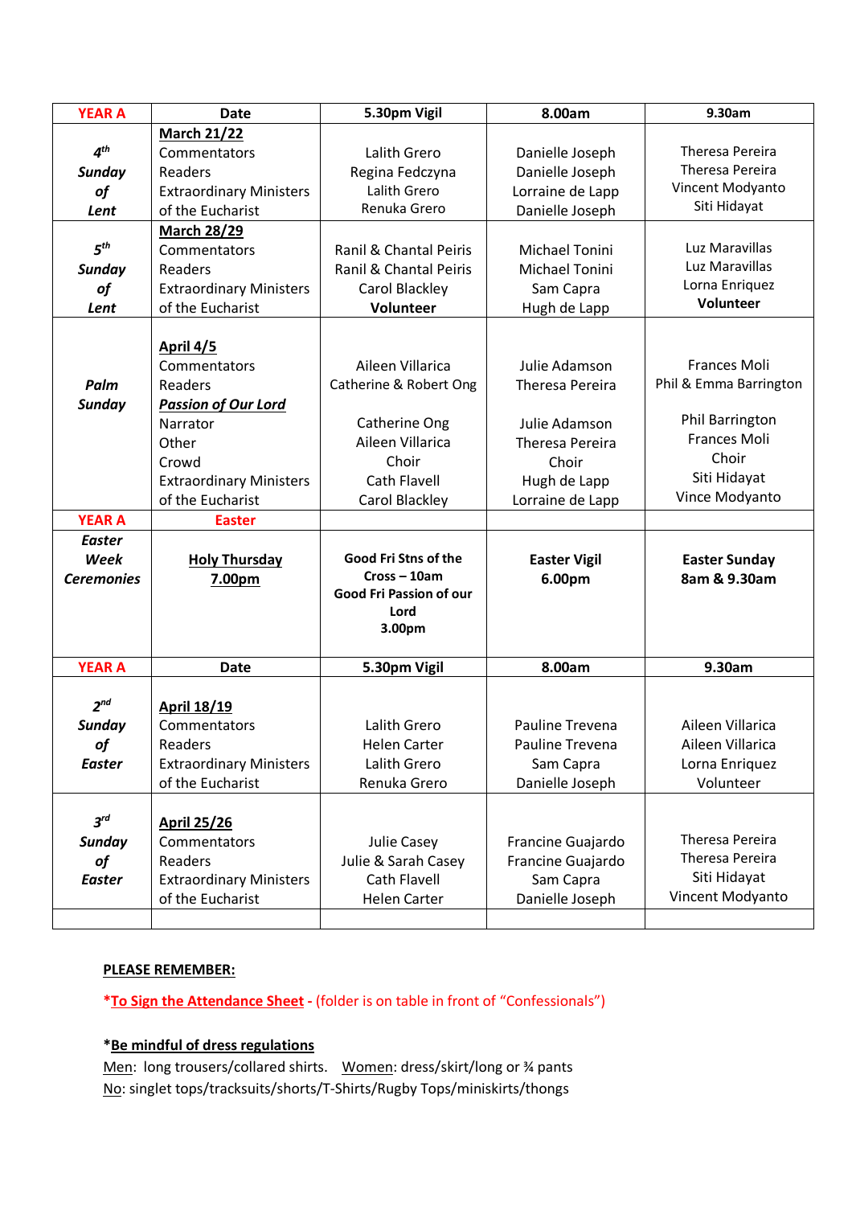| YEAR A | Date | 5.30pm Vigil | 8.00am | 9.30am |
|---|---|---|---|---|
| ***4th Sunday of Lent*** | **March 21/22**<br>Commentators<br>Readers<br>Extraordinary Ministers of the Eucharist | <br>Lalith Grero<br>Regina Fedczyna<br>Lalith Grero<br>Renuka Grero | <br>Danielle Joseph<br>Danielle Joseph<br>Lorraine de Lapp<br>Danielle Joseph | <br>Theresa Pereira<br>Theresa Pereira<br>Vincent Modyanto<br>Siti Hidayat |
| ***5th Sunday of Lent*** | **March 28/29**<br>Commentators<br>Readers<br>Extraordinary Ministers of the Eucharist | <br>Ranil & Chantal Peiris<br>Ranil & Chantal Peiris<br>Carol Blackley<br>**Volunteer** | <br>Michael Tonini<br>Michael Tonini<br>Sam Capra<br>Hugh de Lapp | <br>Luz Maravillas<br>Luz Maravillas<br>Lorna Enriquez<br>**Volunteer** |
| ***Palm Sunday*** | **April 4/5**<br>Commentators<br>Readers<br>***Passion of Our Lord***<br>Narrator<br>Other<br>Crowd<br>Extraordinary Ministers of the Eucharist | <br>Aileen Villarica<br>Catherine & Robert Ong<br><br>Catherine Ong<br>Aileen Villarica<br>Choir<br>Cath Flavell<br>Carol Blackley | <br>Julie Adamson<br>Theresa Pereira<br><br>Julie Adamson<br>Theresa Pereira<br>Choir<br>Hugh de Lapp<br>Lorraine de Lapp | <br>Frances Moli<br>Phil & Emma Barrington<br><br>Phil Barrington<br>Frances Moli<br>Choir<br>Siti Hidayat<br>Vince Modyanto |
| **YEAR A** | **Easter** | | | |
| ***Easter Week Ceremonies*** | **Holy Thursday 7.00pm** | **Good Fri Stns of the Cross – 10am**<br>**Good Fri Passion of our Lord**<br>**3.00pm** | **Easter Vigil 6.00pm** | **Easter Sunday 8am & 9.30am** |
| **YEAR A** | **Date** | **5.30pm Vigil** | **8.00am** | **9.30am** |
| ***2nd Sunday of Easter*** | **April 18/19**<br>Commentators<br>Readers<br>Extraordinary Ministers of the Eucharist | <br>Lalith Grero<br>Helen Carter<br>Lalith Grero<br>Renuka Grero | <br>Pauline Trevena<br>Pauline Trevena<br>Sam Capra<br>Danielle Joseph | <br>Aileen Villarica<br>Aileen Villarica<br>Lorna Enriquez<br>Volunteer |
| ***3rd Sunday of Easter*** | **April 25/26**<br>Commentators<br>Readers<br>Extraordinary Ministers of the Eucharist | <br>Julie Casey<br>Julie & Sarah Casey<br>Cath Flavell<br>Helen Carter | <br>Francine Guajardo<br>Francine Guajardo<br>Sam Capra<br>Danielle Joseph | <br>Theresa Pereira<br>Theresa Pereira<br>Siti Hidayat<br>Vincent Modyanto |

**PLEASE REMEMBER:**

***To Sign the Attendance Sheet** - (folder is on table in front of "Confessionals")

***Be mindful of dress regulations**

Men: long trousers/collared shirts. Women: dress/skirt/long or ¾ pants

No: singlet tops/tracksuits/shorts/T-Shirts/Rugby Tops/miniskirts/thongs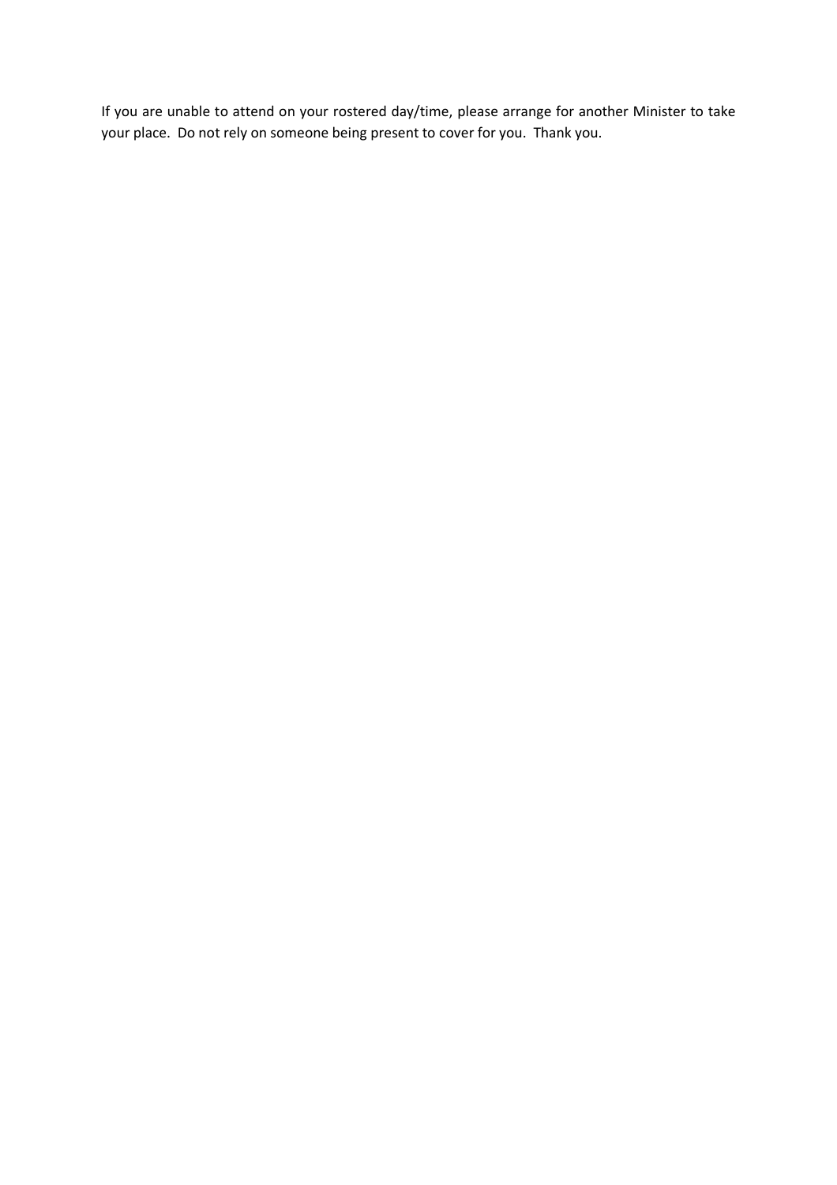If you are unable to attend on your rostered day/time, please arrange for another Minister to take your place. Do not rely on someone being present to cover for you. Thank you.